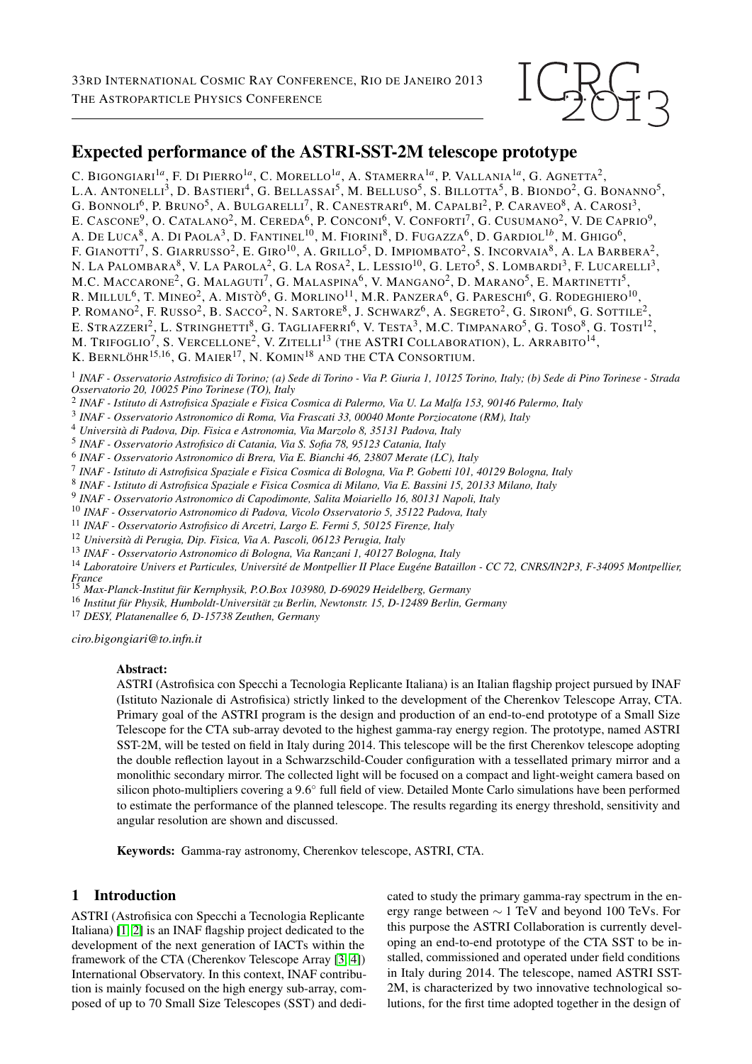# Expected performance of the ASTRI-SST-2M telescope prototype

C. Bigongiari[1a], F. Di Pierro[1a], C. Morello[1a], A. Stamerra[1a], P. Vallania[1a], G. Agnetta[2], L.A. Antonelli[3], D. Bastieri[4], G. Bellassai[5], M. Belluso[5], S. Billotta[5], B. Biondo[2], G. Bonanno[5], G. Bonnoli[6], P. Bruno[5], A. Bulgarelli[7], R. Canestrari[6], M. Capalbi[2], P. Caraveo[8], A. Carosi[3], E. Cascone[9], O. Catalano[2], M. Cereda[6], P. Conconi[6], V. Conforti[7], G. Cusumano[2], V. De Caprio[9], A. De Luca[8], A. Di Paola[3], D. Fantinel[10], M. Fiorini[8], D. Fugazza[6], D. Gardiol[1b], M. Ghigo[6], F. Gianotti[7], S. Giarrusso[2], E. Giro[10], A. Grillo[5], D. Impiombato[2], S. Incorvaia[8], A. La Barbera[2], N. La Palombara[8], V. La Parola[2], G. La Rosa[2], L. Lessio[10], G. Leto[5], S. Lombardi[3], F. Lucarelli[3], M.C. Maccarone[2], G. Malaguti[7], G. Malaspina[6], V. Mangano[2], D. Marano[5], E. Martinetti[5], R. Millul[6], T. Mineo[2], A. Mistò[6], G. Morlino[11], M.R. Panzera[6], G. Pareschi[6], G. Rodeghiero[10], P. Romano[2], F. Russo[2], B. Sacco[2], N. Sartore[8], J. Schwarz[6], A. Segreto[2], G. Sironi[6], G. Sottile[2], E. Strazzeri[2], L. Stringhetti[8], G. Tagliaferri[6], V. Testa[3], M.C. Timpanaro[5], G. Toso[8], G. Tosti[12], M. Trifoglio[7], S. Vercellone[2], V. Zitelli[13] (the ASTRI Collaboration), L. Arrabito[14], K. Bernlöhr[15,16], G. Maier[17], N. Komin[18] and the CTA Consortium.

[1] *INAF - Osservatorio Astrofisico di Torino; (a) Sede di Torino - Via P. Giuria 1, 10125 Torino, Italy; (b) Sede di Pino Torinese - Strada Osservatorio 20, 10025 Pino Torinese (TO), Italy*
[2] *INAF - Istituto di Astrofisica Spaziale e Fisica Cosmica di Palermo, Via U. La Malfa 153, 90146 Palermo, Italy*
[3] *INAF - Osservatorio Astronomico di Roma, Via Frascati 33, 00040 Monte Porziocatone (RM), Italy*
[4] *Università di Padova, Dip. Fisica e Astronomia, Via Marzolo 8, 35131 Padova, Italy*
[5] *INAF - Osservatorio Astrofisico di Catania, Via S. Sofia 78, 95123 Catania, Italy*
[6] *INAF - Osservatorio Astronomico di Brera, Via E. Bianchi 46, 23807 Merate (LC), Italy*
[7] *INAF - Istituto di Astrofisica Spaziale e Fisica Cosmica di Bologna, Via P. Gobetti 101, 40129 Bologna, Italy*
[8] *INAF - Istituto di Astrofisica Spaziale e Fisica Cosmica di Milano, Via E. Bassini 15, 20133 Milano, Italy*
[9] *INAF - Osservatorio Astronomico di Capodimonte, Salita Moiariello 16, 80131 Napoli, Italy*
[10] *INAF - Osservatorio Astronomico di Padova, Vicolo Osservatorio 5, 35122 Padova, Italy*
[11] *INAF - Osservatorio Astrofisico di Arcetri, Largo E. Fermi 5, 50125 Firenze, Italy*
[12] *Università di Perugia, Dip. Fisica, Via A. Pascoli, 06123 Perugia, Italy*
[13] *INAF - Osservatorio Astronomico di Bologna, Via Ranzani 1, 40127 Bologna, Italy*
[14] *Laboratoire Univers et Particules, Université de Montpellier II Place Eugéne Bataillon - CC 72, CNRS/IN2P3, F-34095 Montpellier, France*
[15] *Max-Planck-Institut für Kernphysik, P.O.Box 103980, D-69029 Heidelberg, Germany*
[16] *Institut für Physik, Humboldt-Universität zu Berlin, Newtonstr. 15, D-12489 Berlin, Germany*
[17] *DESY, Platanenallee 6, D-15738 Zeuthen, Germany*

*ciro.bigongiari@to.infn.it*

**Abstract:**
ASTRI (Astrofisica con Specchi a Tecnologia Replicante Italiana) is an Italian flagship project pursued by INAF (Istituto Nazionale di Astrofisica) strictly linked to the development of the Cherenkov Telescope Array, CTA. Primary goal of the ASTRI program is the design and production of an end-to-end prototype of a Small Size Telescope for the CTA sub-array devoted to the highest gamma-ray energy region. The prototype, named ASTRI SST-2M, will be tested on field in Italy during 2014. This telescope will be the first Cherenkov telescope adopting the double reflection layout in a Schwarzschild-Couder configuration with a tessellated primary mirror and a monolithic secondary mirror. The collected light will be focused on a compact and light-weight camera based on silicon photo-multipliers covering a 9.6° full field of view. Detailed Monte Carlo simulations have been performed to estimate the performance of the planned telescope. The results regarding its energy threshold, sensitivity and angular resolution are shown and discussed.

**Keywords:** Gamma-ray astronomy, Cherenkov telescope, ASTRI, CTA.

## 1 Introduction

ASTRI (Astrofisica con Specchi a Tecnologia Replicante Italiana) [1, 2] is an INAF flagship project dedicated to the development of the next generation of IACTs within the framework of the CTA (Cherenkov Telescope Array [3, 4]) International Observatory. In this context, INAF contribution is mainly focused on the high energy sub-array, composed of up to 70 Small Size Telescopes (SST) and dedicated to study the primary gamma-ray spectrum in the energy range between $\sim 1$ TeV and beyond 100 TeVs. For this purpose the ASTRI Collaboration is currently developing an end-to-end prototype of the CTA SST to be installed, commissioned and operated under field conditions in Italy during 2014. The telescope, named ASTRI SST-2M, is characterized by two innovative technological solutions, for the first time adopted together in the design of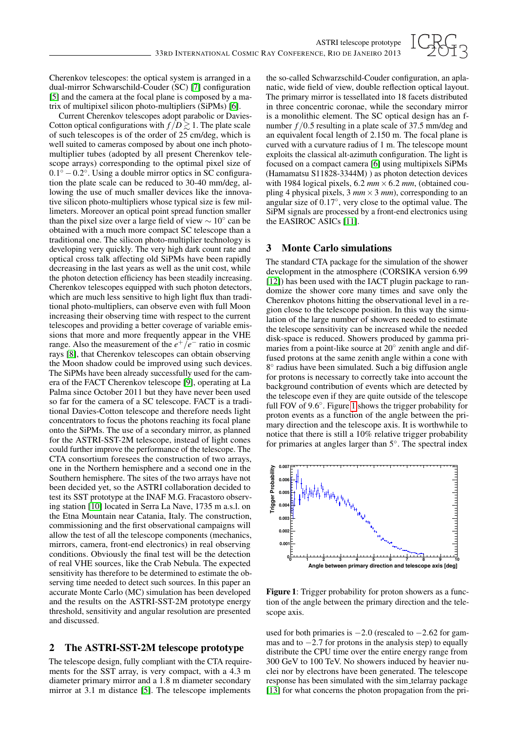Cherenkov telescopes: the optical system is arranged in a dual-mirror Schwarschild-Couder (SC) [7] configuration [5] and the camera at the focal plane is composed by a matrix of multipixel silicon photo-multipliers (SiPMs) [6].

Current Cherenkov telescopes adopt parabolic or Davies-Cotton optical configurations with $f/D \gtrsim 1$. The plate scale of such telescopes is of the order of 25 cm/deg, which is well suited to cameras composed by about one inch photo-multiplier tubes (adopted by all present Cherenkov telescope arrays) corresponding to the optimal pixel size of $0.1^\circ - 0.2^\circ$. Using a double mirror optics in SC configuration the plate scale can be reduced to 30-40 mm/deg, allowing the use of much smaller devices like the innovative silicon photo-multipliers whose typical size is few millimeters. Moreover an optical point spread function smaller than the pixel size over a large field of view $\sim 10^\circ$ can be obtained with a much more compact SC telescope than a traditional one. The silicon photo-multiplier technology is developing very quickly. The very high dark count rate and optical cross talk affecting old SiPMs have been rapidly decreasing in the last years as well as the unit cost, while the photon detection efficiency has been steadily increasing. Cherenkov telescopes equipped with such photon detectors, which are much less sensitive to high light flux than traditional photo-multipliers, can observe even with full Moon increasing their observing time with respect to the current telescopes and providing a better coverage of variable emissions that more and more frequently appear in the VHE range. Also the measurement of the $e^+/e^-$ ratio in cosmic rays [8], that Cherenkov telescopes can obtain observing the Moon shadow could be improved using such devices. The SiPMs have been already successfully used for the camera of the FACT Cherenkov telescope [9], operating at La Palma since October 2011 but they have never been used so far for the camera of a SC telescope. FACT is a traditional Davies-Cotton telescope and therefore needs light concentrators to focus the photons reaching its focal plane onto the SiPMs. The use of a secondary mirror, as planned for the ASTRI-SST-2M telescope, instead of light cones could further improve the performance of the telescope. The CTA consortium foresees the construction of two arrays, one in the Northern hemisphere and a second one in the Southern hemisphere. The sites of the two arrays have not been decided yet, so the ASTRI collaboration decided to test its SST prototype at the INAF M.G. Fracastoro observing station [10] located in Serra La Nave, 1735 m a.s.l. on the Etna Mountain near Catania, Italy. The construction, commissioning and the first observational campaigns will allow the test of all the telescope components (mechanics, mirrors, camera, front-end electronics) in real observing conditions. Obviously the final test will be the detection of real VHE sources, like the Crab Nebula. The expected sensitivity has therefore to be determined to estimate the observing time needed to detect such sources. In this paper an accurate Monte Carlo (MC) simulation has been developed and the results on the ASTRI-SST-2M prototype energy threshold, sensitivity and angular resolution are presented and discussed.

## 2 The ASTRI-SST-2M telescope prototype

The telescope design, fully compliant with the CTA requirements for the SST array, is very compact, with a 4.3 m diameter primary mirror and a 1.8 m diameter secondary mirror at 3.1 m distance [5]. The telescope implements the so-called Schwarzschild-Couder configuration, an aplanatic, wide field of view, double reflection optical layout. The primary mirror is tessellated into 18 facets distributed in three concentric coronae, while the secondary mirror is a monolithic element. The SC optical design has an f-number $f/0.5$ resulting in a plate scale of 37.5 mm/deg and an equivalent focal length of 2.150 m. The focal plane is curved with a curvature radius of 1 m. The telescope mount exploits the classical alt-azimuth configuration. The light is focused on a compact camera [6] using multipixels SiPMs (Hamamatsu S11828-3344M) ) as photon detection devices with 1984 logical pixels, 6.2 $mm \times 6.2$ $mm$, (obtained coupling 4 physical pixels, 3 $mm \times 3$ $mm$), corresponding to an angular size of $0.17^\circ$, very close to the optimal value. The SiPM signals are processed by a front-end electronics using the EASIROC ASICs [11].

## 3 Monte Carlo simulations

The standard CTA package for the simulation of the shower development in the atmosphere (CORSIKA version 6.99 [12]) has been used with the IACT plugin package to randomize the shower core many times and save only the Cherenkov photons hitting the observational level in a region close to the telescope position. In this way the simulation of the large number of showers needed to estimate the telescope sensitivity can be increased while the needed disk-space is reduced. Showers produced by gamma primaries from a point-like source at $20^\circ$ zenith angle and diffused protons at the same zenith angle within a cone with $8^\circ$ radius have been simulated. Such a big diffusion angle for protons is necessary to correctly take into account the background contribution of events which are detected by the telescope even if they are quite outside of the telescope full FOV of $9.6^\circ$. Figure 1 shows the trigger probability for proton events as a function of the angle between the primary direction and the telescope axis. It is worthwhile to notice that there is still a 10% relative trigger probability for primaries at angles larger than $5^\circ$. The spectral index

**Figure 1**: Trigger probability for proton showers as a function of the angle between the primary direction and the telescope axis.

used for both primaries is $-2.0$ (rescaled to $-2.62$ for gammas and to $-2.7$ for protons in the analysis step) to equally distribute the CPU time over the entire energy range from 300 GeV to 100 TeV. No showers induced by heavier nuclei nor by electrons have been generated. The telescope response has been simulated with the sim_telarray package [13] for what concerns the photon propagation from the pri-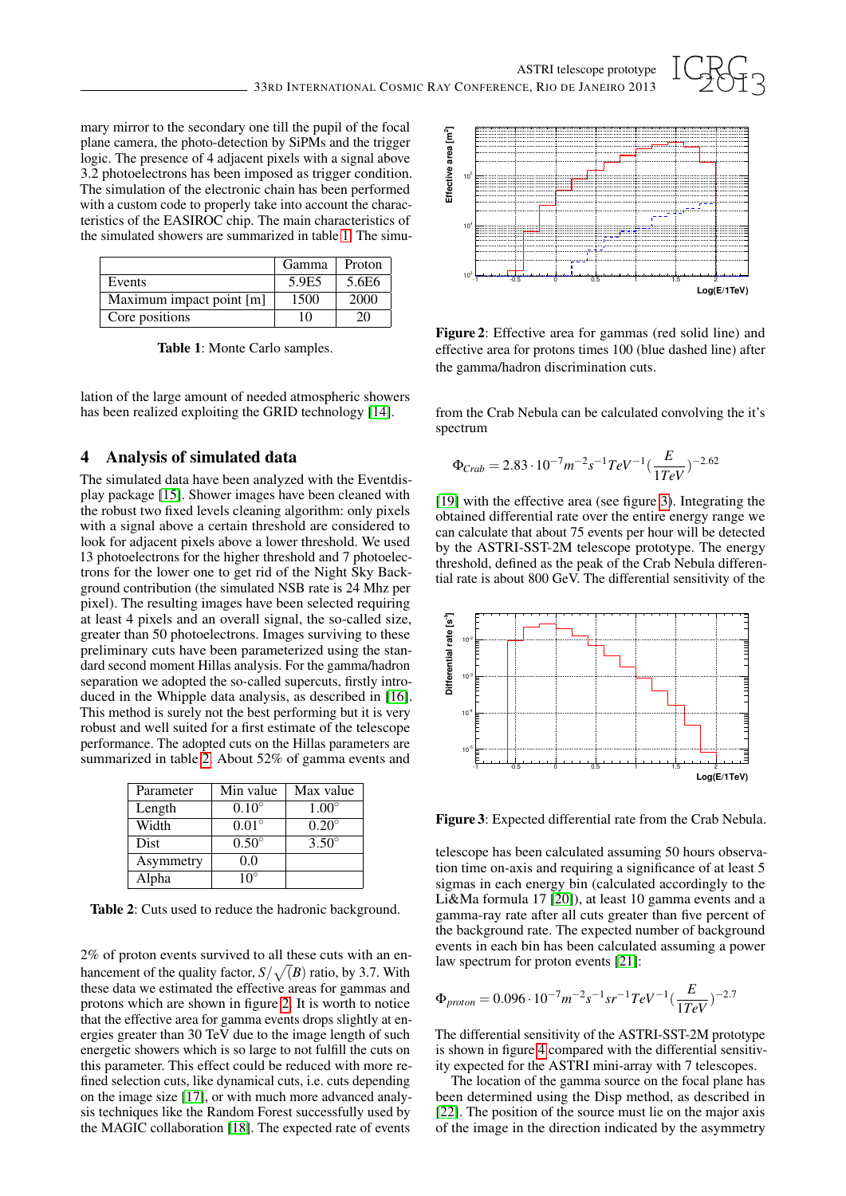mary mirror to the secondary one till the pupil of the focal plane camera, the photo-detection by SiPMs and the trigger logic. The presence of 4 adjacent pixels with a signal above 3.2 photoelectrons has been imposed as trigger condition. The simulation of the electronic chain has been performed with a custom code to properly take into account the characteristics of the EASIROC chip. The main characteristics of the simulated showers are summarized in table 1. The simulation of the large amount of needed atmospheric showers has been realized exploiting the GRID technology [14].

| | Gamma | Proton |
|---|---|---|
| Events | 5.9E5 | 5.6E6 |
| Maximum impact point [m] | 1500 | 2000 |
| Core positions | 10 | 20 |

**Table 1**: Monte Carlo samples.

## 4 Analysis of simulated data

The simulated data have been analyzed with the Eventdisplay package [15]. Shower images have been cleaned with the robust two fixed levels cleaning algorithm: only pixels with a signal above a certain threshold are considered to look for adjacent pixels above a lower threshold. We used 13 photoelectrons for the higher threshold and 7 photoelectrons for the lower one to get rid of the Night Sky Background contribution (the simulated NSB rate is 24 Mhz per pixel). The resulting images have been selected requiring at least 4 pixels and an overall signal, the so-called size, greater than 50 photoelectrons. Images surviving to these preliminary cuts have been parameterized using the standard second moment Hillas analysis. For the gamma/hadron separation we adopted the so-called supercuts, firstly introduced in the Whipple data analysis, as described in [16]. This method is surely not the best performing but it is very robust and well suited for a first estimate of the telescope performance. The adopted cuts on the Hillas parameters are summarized in table 2. About 52% of gamma events and 2% of proton events survived to all these cuts with an enhancement of the quality factor, $S/\sqrt{(B)}$ ratio, by 3.7. With these data we estimated the effective areas for gammas and protons which are shown in figure 2. It is worth to notice that the effective area for gamma events drops slightly at energies greater than 30 TeV due to the image length of such energetic showers which is so large to not fulfill the cuts on this parameter. This effect could be reduced with more refined selection cuts, like dynamical cuts, i.e. cuts depending on the image size [17], or with much more advanced analysis techniques like the Random Forest successfully used by the MAGIC collaboration [18]. The expected rate of events from the Crab Nebula can be calculated convolving the it's spectrum

| Parameter | Min value | Max value |
|---|---|---|
| Length | 0.10° | 1.00° |
| Width | 0.01° | 0.20° |
| Dist | 0.50° | 3.50° |
| Asymmetry | 0.0 | |
| Alpha | 10° | |

**Table 2**: Cuts used to reduce the hadronic background.

**Figure 2**: Effective area for gammas (red solid line) and effective area for protons times 100 (blue dashed line) after the gamma/hadron discrimination cuts.

$$\Phi_{Crab} = 2.83 \cdot 10^{-7} m^{-2} s^{-1} TeV^{-1} \left(\frac{E}{1TeV}\right)^{-2.62}$$

[19] with the effective area (see figure 3). Integrating the obtained differential rate over the entire energy range we can calculate that about 75 events per hour will be detected by the ASTRI-SST-2M telescope prototype. The energy threshold, defined as the peak of the Crab Nebula differential rate is about 800 GeV. The differential sensitivity of the telescope has been calculated assuming 50 hours observation time on-axis and requiring a significance of at least 5 sigmas in each energy bin (calculated accordingly to the Li&Ma formula 17 [20]), at least 10 gamma events and a gamma-ray rate after all cuts greater than five percent of the background rate. The expected number of background events in each bin has been calculated assuming a power law spectrum for proton events [21]:

**Figure 3**: Expected differential rate from the Crab Nebula.

$$\Phi_{proton} = 0.096 \cdot 10^{-7} m^{-2} s^{-1} sr^{-1} TeV^{-1} \left(\frac{E}{1TeV}\right)^{-2.7}$$

The differential sensitivity of the ASTRI-SST-2M prototype is shown in figure 4 compared with the differential sensitivity expected for the ASTRI mini-array with 7 telescopes.

The location of the gamma source on the focal plane has been determined using the Disp method, as described in [22]. The position of the source must lie on the major axis of the image in the direction indicated by the asymmetry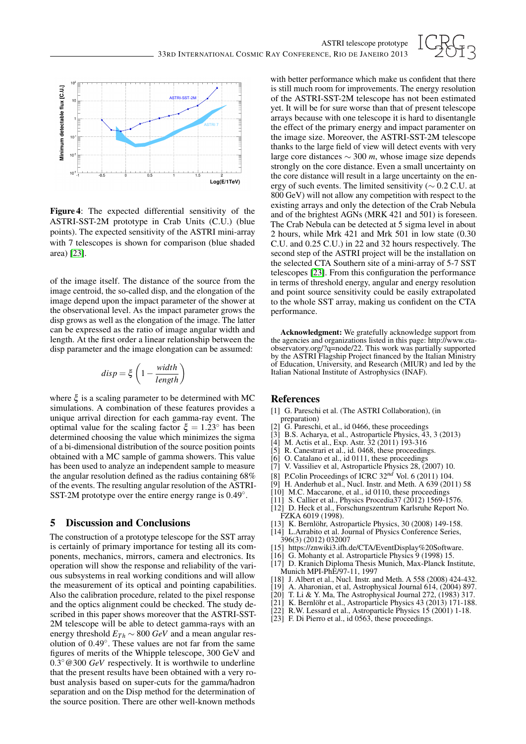Minimum detectable flux [C.U.]

ASTRI-SST-2M

ASTRI 7

Log(E/1TeV)

**Figure 4**: The expected differential sensitivity of the ASTRI-SST-2M prototype in Crab Units (C.U.) (blue points). The expected sensitivity of the ASTRI mini-array with 7 telescopes is shown for comparison (blue shaded area) [23].

of the image itself. The distance of the source from the image centroid, the so-called disp, and the elongation of the image depend upon the impact parameter of the shower at the observational level. As the impact parameter grows the disp grows as well as the elongation of the image. The latter can be expressed as the ratio of image angular width and length. At the first order a linear relationship between the disp parameter and the image elongation can be assumed:

$$disp = \xi \left(1 - \frac{width}{length}\right)$$

where $\xi$ is a scaling parameter to be determined with MC simulations. A combination of these features provides a unique arrival direction for each gamma-ray event. The optimal value for the scaling factor $\xi = 1.23^\circ$ has been determined choosing the value which minimizes the sigma of a bi-dimensional distribution of the source position points obtained with a MC sample of gamma showers. This value has been used to analyze an independent sample to measure the angular resolution defined as the radius containing 68% of the events. The resulting angular resolution of the ASTRI-SST-2M prototype over the entire energy range is $0.49^\circ$.

## 5 Discussion and Conclusions

The construction of a prototype telescope for the SST array is certainly of primary importance for testing all its components, mechanics, mirrors, camera and electronics. Its operation will show the response and reliability of the various subsystems in real working conditions and will allow the measurement of its optical and pointing capabilities. Also the calibration procedure, related to the pixel response and the optics alignment could be checked. The study described in this paper shows moreover that the ASTRI-SST-2M telescope will be able to detect gamma-rays with an energy threshold $E_{Th} \sim 800$ *GeV* and a mean angular resolution of $0.49^\circ$. These values are not far from the same figures of merits of the Whipple telescope, 300 GeV and $0.3^\circ$@300 *GeV* respectively. It is worthwile to underline that the present results have been obtained with a very robust analysis based on super-cuts for the gamma/hadron separation and on the Disp method for the determination of the source position. There are other well-known methods with better performance which make us confident that there is still much room for improvements. The energy resolution of the ASTRI-SST-2M telescope has not been estimated yet. It will be for sure worse than that of present telescope arrays because with one telescope it is hard to disentangle the effect of the primary energy and impact parameter on the image size. Moreover, the ASTRI-SST-2M telescope thanks to the large field of view will detect events with very large core distances $\sim 300$ *m*, whose image size depends strongly on the core distance. Even a small uncertainty on the core distance will result in a large uncertainty on the energy of such events. The limited sensitivity ($\sim 0.2$ C.U. at 800 GeV) will not allow any competition with respect to the existing arrays and only the detection of the Crab Nebula and of the brightest AGNs (MRK 421 and 501) is foreseen. The Crab Nebula can be detected at 5 sigma level in about 2 hours, while Mrk 421 and Mrk 501 in low state (0.30 C.U. and 0.25 C.U.) in 22 and 32 hours respectively. The second step of the ASTRI project will be the installation on the selected CTA Southern site of a mini-array of 5-7 SST telescopes [23]. From this configuration the performance in terms of threshold energy, angular and energy resolution and point source sensitivity could be easily extrapolated to the whole SST array, making us confident on the CTA performance.

**Acknowledgment:** We gratefully acknowledge support from the agencies and organizations listed in this page: http://www.cta-observatory.org/?q=node/22. This work was partially supported by the ASTRI Flagship Project financed by the Italian Ministry of Education, University, and Research (MIUR) and led by the Italian National Institute of Astrophysics (INAF).

## References

[1] G. Pareschi et al. (The ASTRI Collaboration), (in preparation)
[2] G. Pareschi, et al., id 0466, these proceedings
[3] B.S. Acharya, et al., Astroparticle Physics, 43, 3 (2013)
[4] M. Actis et al., Exp. Astr. 32 (2011) 193-316
[5] R. Canestrari et al., id. 0468, these proceedings.
[6] O. Catalano et al., id 0111, these proceedings
[7] V. Vassiliev et al, Astroparticle Physics 28, (2007) 10.
[8] P.Colin Proceedings of ICRC $32^{nd}$ Vol. 6 (2011) 104.
[9] H. Anderhub et al., Nucl. Instr. and Meth. A 639 (2011) 58
[10] M.C. Maccarone, et al., id 0110, these proceedings
[11] S. Callier et al., Physics Procedia37 (2012) 1569-1576.
[12] D. Heck et al., Forschungszentrum Karlsruhe Report No. FZKA 6019 (1998).
[13] K. Bernlöhr, Astroparticle Physics, 30 (2008) 149-158.
[14] L.Arrabito et al. Journal of Physics Conference Series, 396(3) (2012) 032007
[15] https://znwiki3.ifh.de/CTA/EventDisplay%20Software.
[16] G. Mohanty et al. Astroparticle Physics 9 (1998) 15.
[17] D. Kranich Diploma Thesis Munich, Max-Planck Institute, Munich MPI-PhE/97-11, 1997
[18] J. Albert et al., Nucl. Instr. and Meth. A 558 (2008) 424-432.
[19] A. Aharonian, et al, Astrophysical Journal 614, (2004) 897.
[20] T. Li & Y. Ma, The Astrophysical Journal 272, (1983) 317.
[21] K. Bernlöhr et al., Astroparticle Physics 43 (2013) 171-188.
[22] R.W. Lessard et al., Astroparticle Physics 15 (2001) 1-18.
[23] F. Di Pierro et al., id 0563, these proceedings.